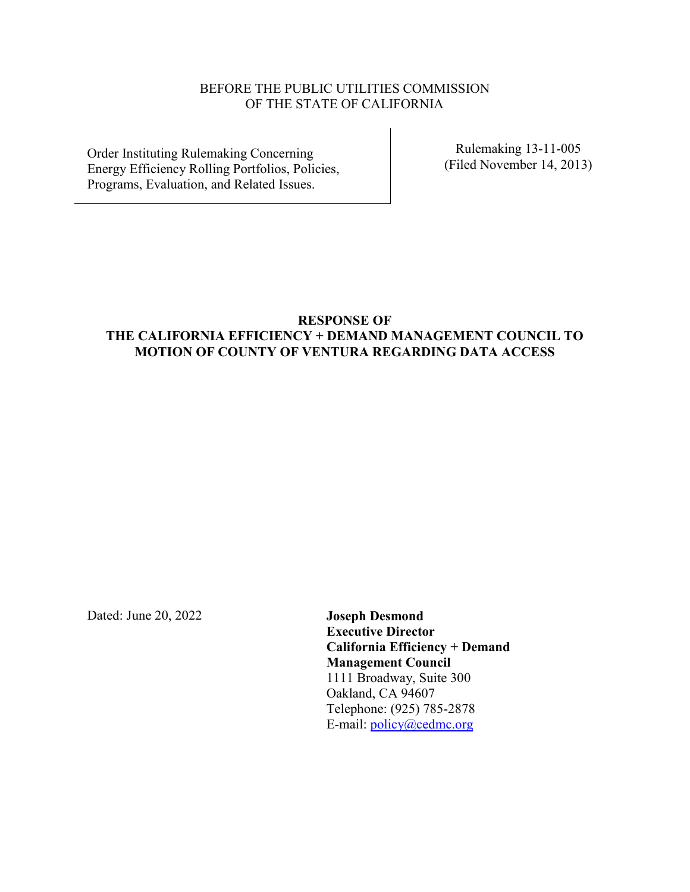BEFORE THE PUBLIC UTILITIES COMMISSION
OF THE STATE OF CALIFORNIA

| Order Instituting Rulemaking Concerning Energy Efficiency Rolling Portfolios, Policies, Programs, Evaluation, and Related Issues. | Rulemaking 13-11-005 (Filed November 14, 2013) |
|---|---|

**RESPONSE OF**
**THE CALIFORNIA EFFICIENCY + DEMAND MANAGEMENT COUNCIL TO MOTION OF COUNTY OF VENTURA REGARDING DATA ACCESS**

Dated: June 20, 2022

**Joseph Desmond**
**Executive Director**
**California Efficiency + Demand Management Council**
1111 Broadway, Suite 300
Oakland, CA 94607
Telephone: (925) 785-2878
E-mail: policy@cedmc.org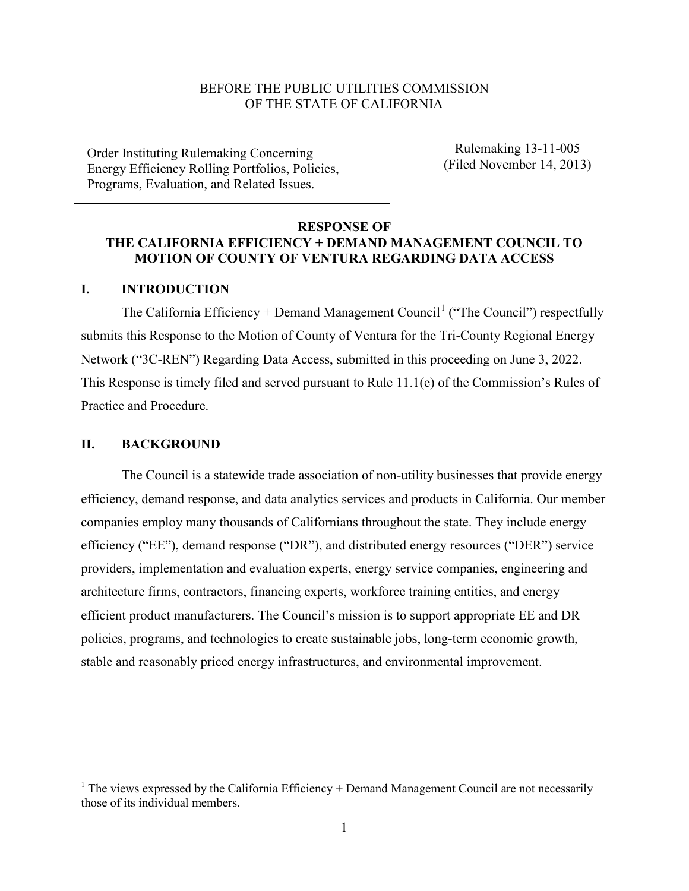BEFORE THE PUBLIC UTILITIES COMMISSION
OF THE STATE OF CALIFORNIA

| Order Instituting Rulemaking Concerning Energy Efficiency Rolling Portfolios, Policies, Programs, Evaluation, and Related Issues. | Rulemaking 13-11-005 (Filed November 14, 2013) |
|---|---|

**RESPONSE OF
THE CALIFORNIA EFFICIENCY + DEMAND MANAGEMENT COUNCIL TO
MOTION OF COUNTY OF VENTURA REGARDING DATA ACCESS**

## I. INTRODUCTION

The California Efficiency + Demand Management Council[1] ("The Council") respectfully submits this Response to the Motion of County of Ventura for the Tri-County Regional Energy Network ("3C-REN") Regarding Data Access, submitted in this proceeding on June 3, 2022. This Response is timely filed and served pursuant to Rule 11.1(e) of the Commission's Rules of Practice and Procedure.

## II. BACKGROUND

The Council is a statewide trade association of non-utility businesses that provide energy efficiency, demand response, and data analytics services and products in California. Our member companies employ many thousands of Californians throughout the state. They include energy efficiency ("EE"), demand response ("DR"), and distributed energy resources ("DER") service providers, implementation and evaluation experts, energy service companies, engineering and architecture firms, contractors, financing experts, workforce training entities, and energy efficient product manufacturers. The Council's mission is to support appropriate EE and DR policies, programs, and technologies to create sustainable jobs, long-term economic growth, stable and reasonably priced energy infrastructures, and environmental improvement.

[1] The views expressed by the California Efficiency + Demand Management Council are not necessarily those of its individual members.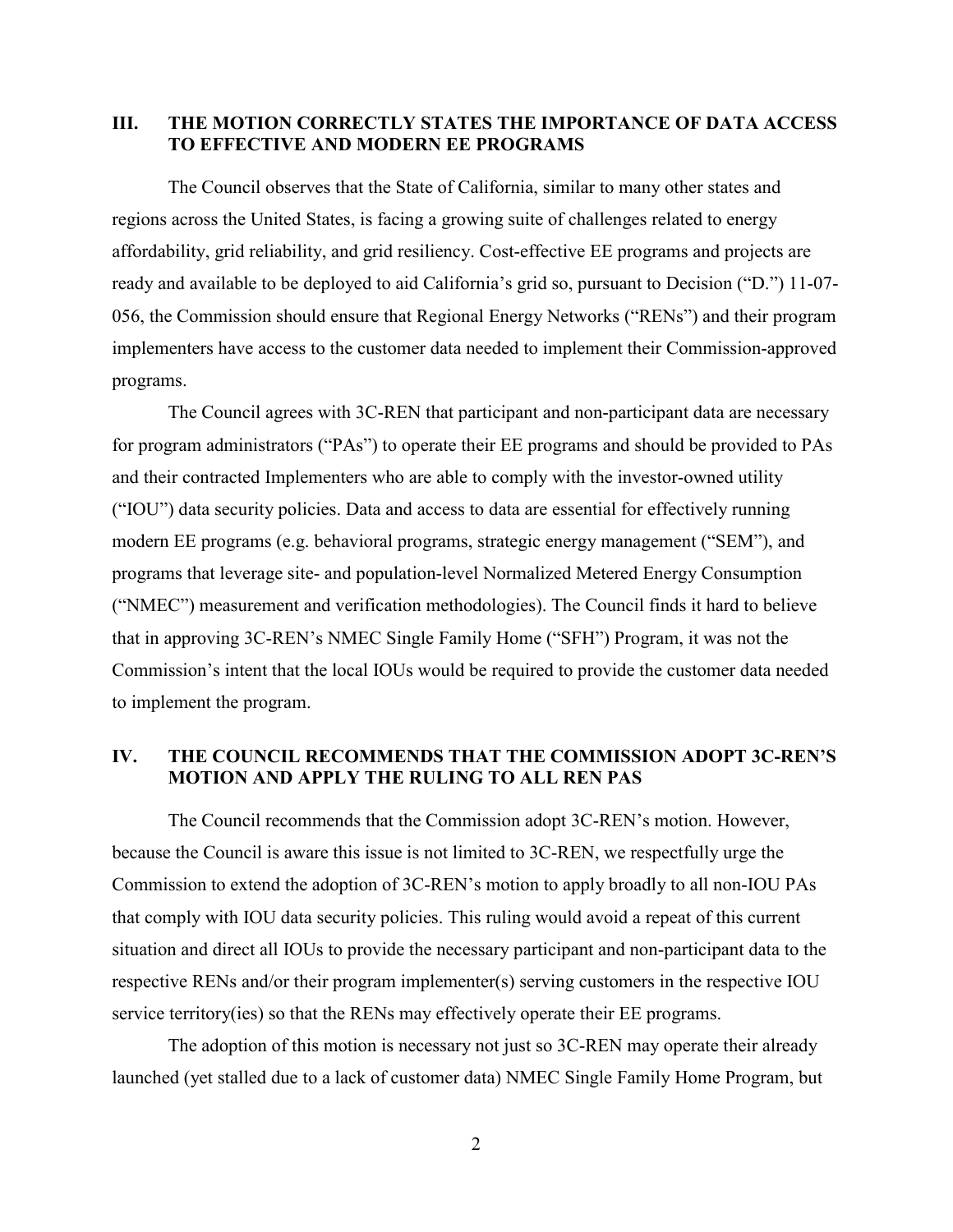## III. THE MOTION CORRECTLY STATES THE IMPORTANCE OF DATA ACCESS TO EFFECTIVE AND MODERN EE PROGRAMS

The Council observes that the State of California, similar to many other states and regions across the United States, is facing a growing suite of challenges related to energy affordability, grid reliability, and grid resiliency. Cost-effective EE programs and projects are ready and available to be deployed to aid California's grid so, pursuant to Decision ("D.") 11-07-056, the Commission should ensure that Regional Energy Networks ("RENs") and their program implementers have access to the customer data needed to implement their Commission-approved programs.

The Council agrees with 3C-REN that participant and non-participant data are necessary for program administrators ("PAs") to operate their EE programs and should be provided to PAs and their contracted Implementers who are able to comply with the investor-owned utility ("IOU") data security policies. Data and access to data are essential for effectively running modern EE programs (e.g. behavioral programs, strategic energy management ("SEM"), and programs that leverage site- and population-level Normalized Metered Energy Consumption ("NMEC") measurement and verification methodologies). The Council finds it hard to believe that in approving 3C-REN's NMEC Single Family Home ("SFH") Program, it was not the Commission's intent that the local IOUs would be required to provide the customer data needed to implement the program.

## IV. THE COUNCIL RECOMMENDS THAT THE COMMISSION ADOPT 3C-REN'S MOTION AND APPLY THE RULING TO ALL REN PAS

The Council recommends that the Commission adopt 3C-REN's motion. However, because the Council is aware this issue is not limited to 3C-REN, we respectfully urge the Commission to extend the adoption of 3C-REN's motion to apply broadly to all non-IOU PAs that comply with IOU data security policies. This ruling would avoid a repeat of this current situation and direct all IOUs to provide the necessary participant and non-participant data to the respective RENs and/or their program implementer(s) serving customers in the respective IOU service territory(ies) so that the RENs may effectively operate their EE programs.

The adoption of this motion is necessary not just so 3C-REN may operate their already launched (yet stalled due to a lack of customer data) NMEC Single Family Home Program, but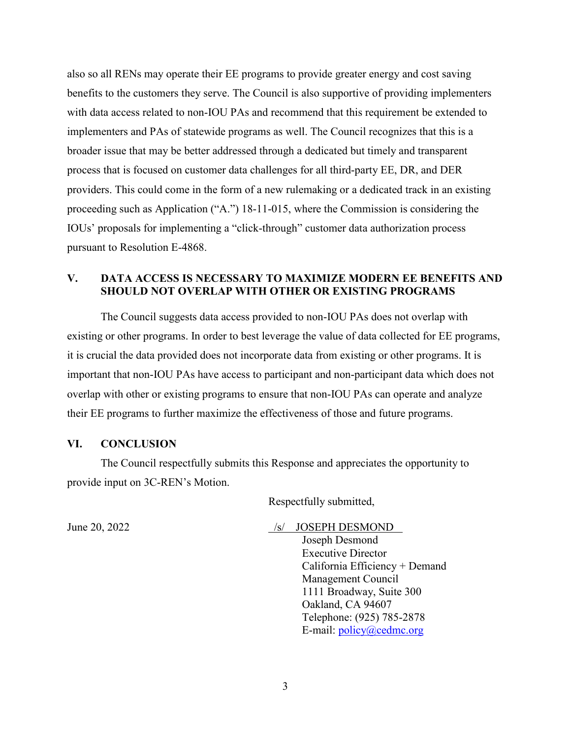also so all RENs may operate their EE programs to provide greater energy and cost saving benefits to the customers they serve. The Council is also supportive of providing implementers with data access related to non-IOU PAs and recommend that this requirement be extended to implementers and PAs of statewide programs as well. The Council recognizes that this is a broader issue that may be better addressed through a dedicated but timely and transparent process that is focused on customer data challenges for all third-party EE, DR, and DER providers. This could come in the form of a new rulemaking or a dedicated track in an existing proceeding such as Application ("A.") 18-11-015, where the Commission is considering the IOUs' proposals for implementing a "click-through" customer data authorization process pursuant to Resolution E-4868.

## V. DATA ACCESS IS NECESSARY TO MAXIMIZE MODERN EE BENEFITS AND SHOULD NOT OVERLAP WITH OTHER OR EXISTING PROGRAMS

The Council suggests data access provided to non-IOU PAs does not overlap with existing or other programs. In order to best leverage the value of data collected for EE programs, it is crucial the data provided does not incorporate data from existing or other programs. It is important that non-IOU PAs have access to participant and non-participant data which does not overlap with other or existing programs to ensure that non-IOU PAs can operate and analyze their EE programs to further maximize the effectiveness of those and future programs.

## VI. CONCLUSION

The Council respectfully submits this Response and appreciates the opportunity to provide input on 3C-REN's Motion.

Respectfully submitted,

June 20, 2022

/s/ JOSEPH DESMOND

Joseph Desmond
Executive Director
California Efficiency + Demand Management Council
1111 Broadway, Suite 300
Oakland, CA 94607
Telephone: (925) 785-2878
E-mail: policy@cedmc.org